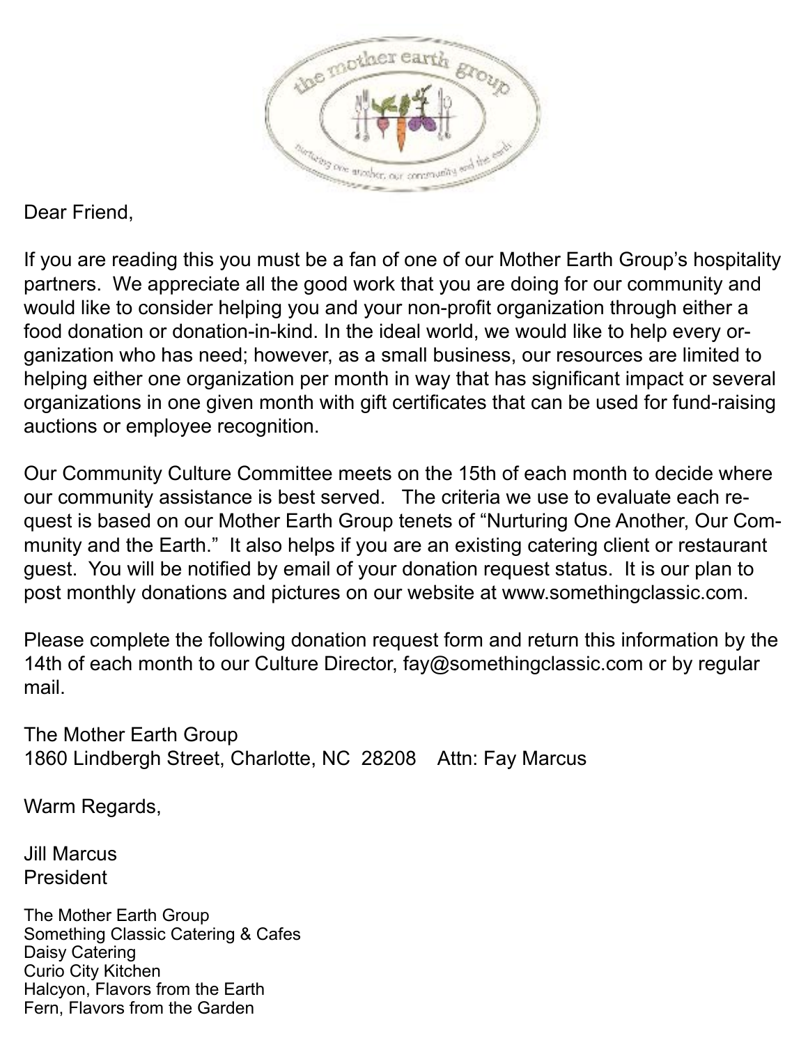Dear Friend,

If you are reading this you must be a fan of one of our Mother Earth Group's hospitality partners. We appreciate all the good work that you are doing for our community and would like to consider helping you and your non-profit organization through either a food donation or donation-in-kind. In the ideal world, we would like to help every organization who has need; however, as a small business, our resources are limited to helping either one organization per month in way that has significant impact or several organizations in one given month with gift certificates that can be used for fund-raising auctions or employee recognition.

Our Community Culture Committee meets on the 15th of each month to decide where our community assistance is best served. The criteria we use to evaluate each request is based on our Mother Earth Group tenets of "Nurturing One Another, Our Community and the Earth." It also helps if you are an existing catering client or restaurant guest. You will be notified by email of your donation request status. It is our plan to post monthly donations and pictures on our website at www.somethingclassic.com.

Please complete the following donation request form and return this information by the 14th of each month to our Culture Director, fay@somethingclassic.com or by regular mail.

The Mother Earth Group
1860 Lindbergh Street, Charlotte, NC 28208 Attn: Fay Marcus

Warm Regards,

Jill Marcus
President

The Mother Earth Group
Something Classic Catering & Cafes
Daisy Catering
Curio City Kitchen
Halcyon, Flavors from the Earth
Fern, Flavors from the Garden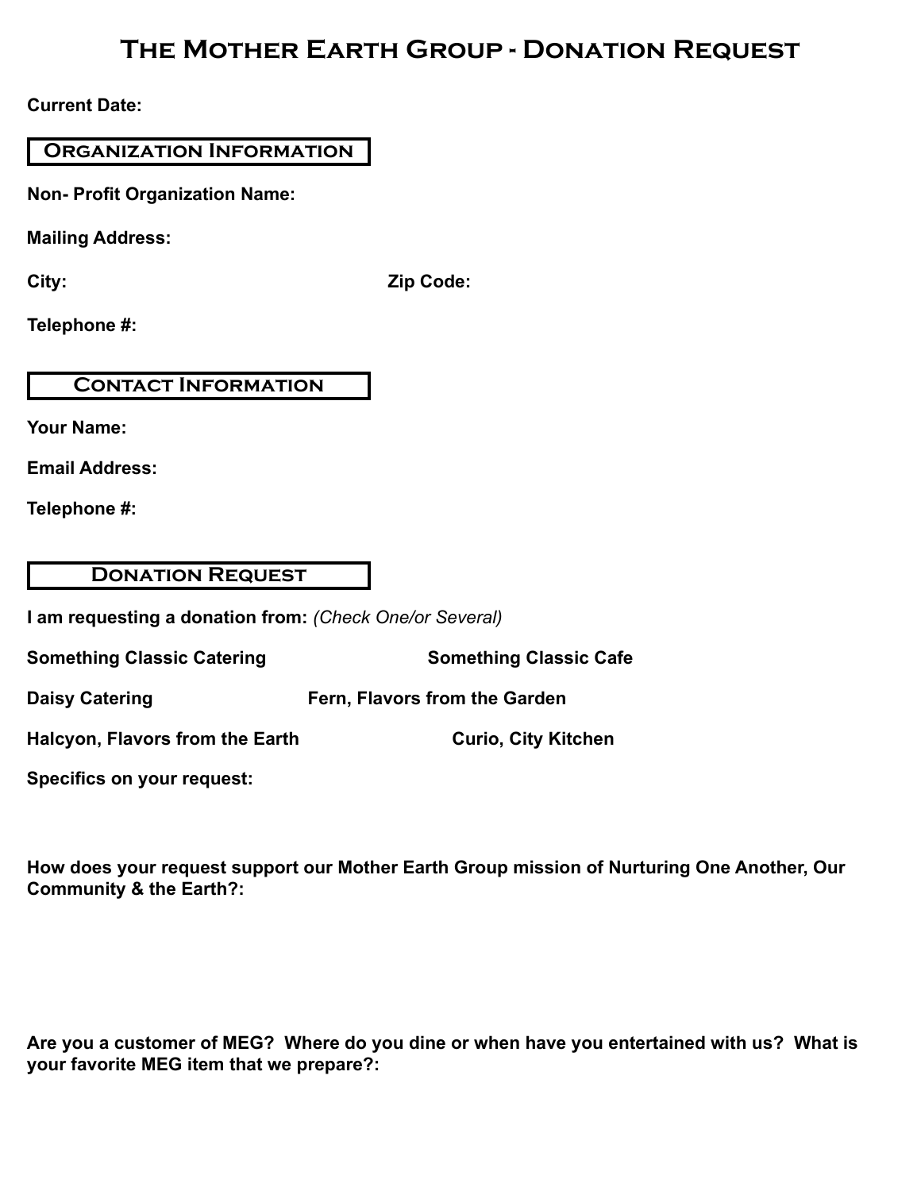# The Mother Earth Group - Donation Request

**Current Date:**

## Organization Information

**Non- Profit Organization Name:**

**Mailing Address:**

**City:** **Zip Code:**

**Telephone #:**

## Contact Information

**Your Name:**

**Email Address:**

**Telephone #:**

## Donation Request

**I am requesting a donation from:** *(Check One/or Several)*

**Something Classic Catering** **Something Classic Cafe**

**Daisy Catering** **Fern, Flavors from the Garden**

**Halcyon, Flavors from the Earth** **Curio, City Kitchen**

**Specifics on your request:**

**How does your request support our Mother Earth Group mission of Nurturing One Another, Our Community & the Earth?:**

**Are you a customer of MEG? Where do you dine or when have you entertained with us? What is your favorite MEG item that we prepare?:**